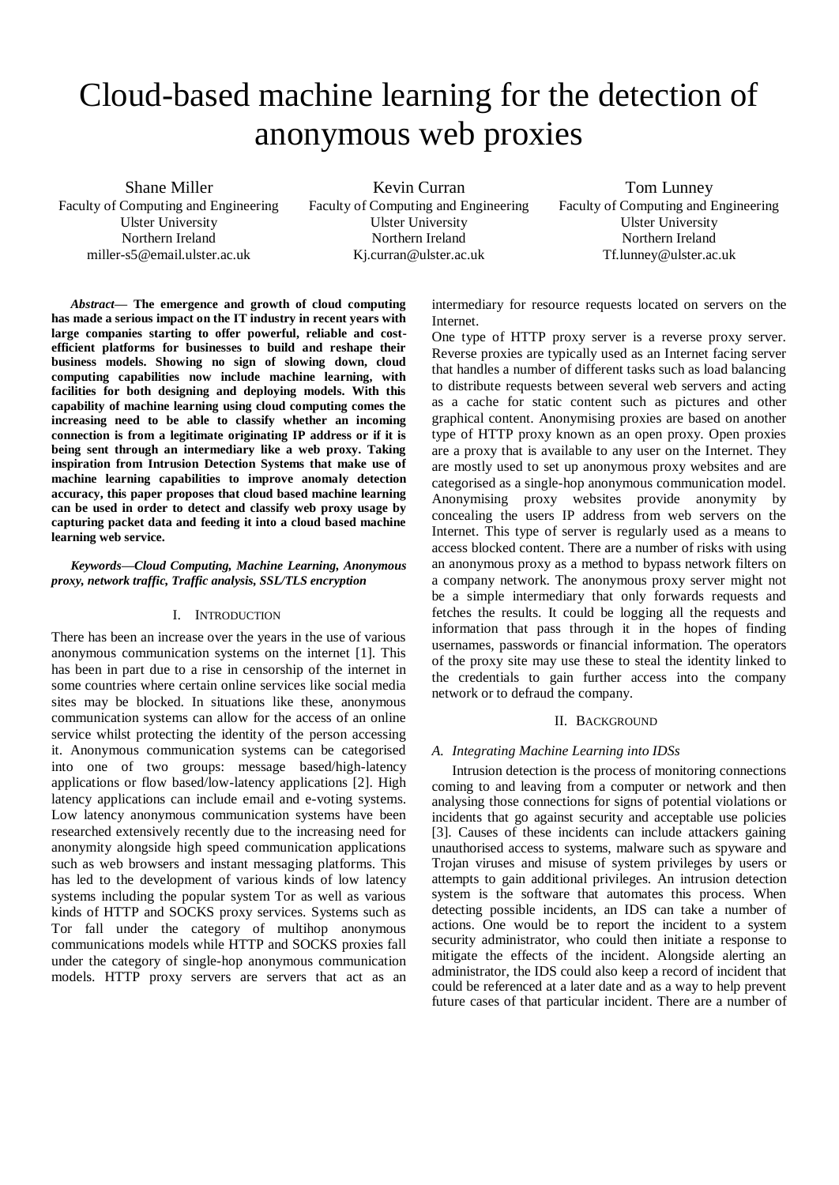# Cloud-based machine learning for the detection of anonymous web proxies

Shane Miller
Faculty of Computing and Engineering
Ulster University
Northern Ireland
miller-s5@email.ulster.ac.uk

Kevin Curran
Faculty of Computing and Engineering
Ulster University
Northern Ireland
Kj.curran@ulster.ac.uk

Tom Lunney
Faculty of Computing and Engineering
Ulster University
Northern Ireland
Tf.lunney@ulster.ac.uk

***Abstract*— The emergence and growth of cloud computing has made a serious impact on the IT industry in recent years with large companies starting to offer powerful, reliable and cost-efficient platforms for businesses to build and reshape their business models. Showing no sign of slowing down, cloud computing capabilities now include machine learning, with facilities for both designing and deploying models. With this capability of machine learning using cloud computing comes the increasing need to be able to classify whether an incoming connection is from a legitimate originating IP address or if it is being sent through an intermediary like a web proxy. Taking inspiration from Intrusion Detection Systems that make use of machine learning capabilities to improve anomaly detection accuracy, this paper proposes that cloud based machine learning can be used in order to detect and classify web proxy usage by capturing packet data and feeding it into a cloud based machine learning web service.**

***Keywords—Cloud Computing, Machine Learning, Anonymous proxy, network traffic, Traffic analysis, SSL/TLS encryption***

## I. Introduction

There has been an increase over the years in the use of various anonymous communication systems on the internet [1]. This has been in part due to a rise in censorship of the internet in some countries where certain online services like social media sites may be blocked. In situations like these, anonymous communication systems can allow for the access of an online service whilst protecting the identity of the person accessing it. Anonymous communication systems can be categorised into one of two groups: message based/high-latency applications or flow based/low-latency applications [2]. High latency applications can include email and e-voting systems. Low latency anonymous communication systems have been researched extensively recently due to the increasing need for anonymity alongside high speed communication applications such as web browsers and instant messaging platforms. This has led to the development of various kinds of low latency systems including the popular system Tor as well as various kinds of HTTP and SOCKS proxy services. Systems such as Tor fall under the category of multihop anonymous communications models while HTTP and SOCKS proxies fall under the category of single-hop anonymous communication models. HTTP proxy servers are servers that act as an intermediary for resource requests located on servers on the Internet.

One type of HTTP proxy server is a reverse proxy server. Reverse proxies are typically used as an Internet facing server that handles a number of different tasks such as load balancing to distribute requests between several web servers and acting as a cache for static content such as pictures and other graphical content. Anonymising proxies are based on another type of HTTP proxy known as an open proxy. Open proxies are a proxy that is available to any user on the Internet. They are mostly used to set up anonymous proxy websites and are categorised as a single-hop anonymous communication model. Anonymising proxy websites provide anonymity by concealing the users IP address from web servers on the Internet. This type of server is regularly used as a means to access blocked content. There are a number of risks with using an anonymous proxy as a method to bypass network filters on a company network. The anonymous proxy server might not be a simple intermediary that only forwards requests and fetches the results. It could be logging all the requests and information that pass through it in the hopes of finding usernames, passwords or financial information. The operators of the proxy site may use these to steal the identity linked to the credentials to gain further access into the company network or to defraud the company.

## II. Background

### *A. Integrating Machine Learning into IDSs*

Intrusion detection is the process of monitoring connections coming to and leaving from a computer or network and then analysing those connections for signs of potential violations or incidents that go against security and acceptable use policies [3]. Causes of these incidents can include attackers gaining unauthorised access to systems, malware such as spyware and Trojan viruses and misuse of system privileges by users or attempts to gain additional privileges. An intrusion detection system is the software that automates this process. When detecting possible incidents, an IDS can take a number of actions. One would be to report the incident to a system security administrator, who could then initiate a response to mitigate the effects of the incident. Alongside alerting an administrator, the IDS could also keep a record of incident that could be referenced at a later date and as a way to help prevent future cases of that particular incident. There are a number of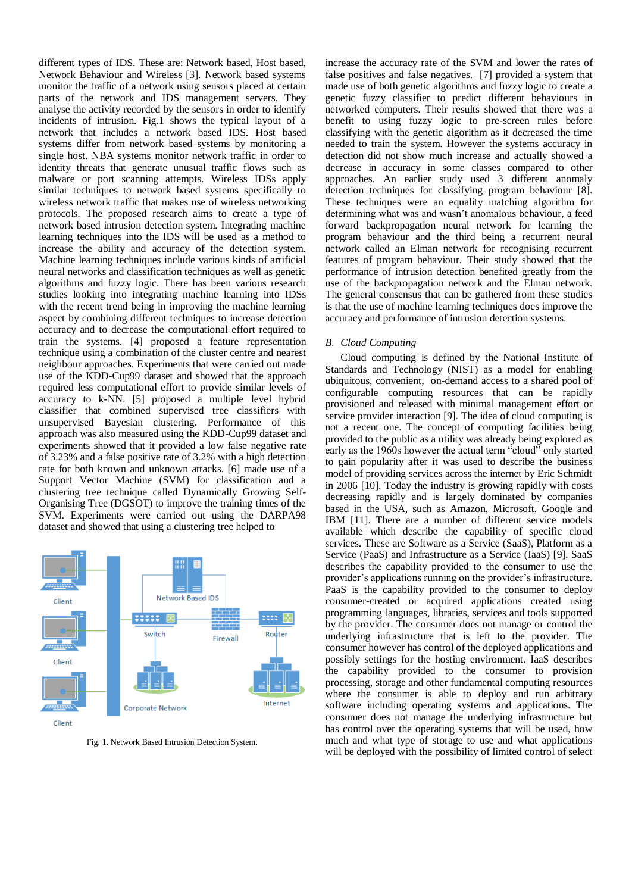different types of IDS. These are: Network based, Host based, Network Behaviour and Wireless [3]. Network based systems monitor the traffic of a network using sensors placed at certain parts of the network and IDS management servers. They analyse the activity recorded by the sensors in order to identify incidents of intrusion. Fig.1 shows the typical layout of a network that includes a network based IDS. Host based systems differ from network based systems by monitoring a single host. NBA systems monitor network traffic in order to identity threats that generate unusual traffic flows such as malware or port scanning attempts. Wireless IDSs apply similar techniques to network based systems specifically to wireless network traffic that makes use of wireless networking protocols. The proposed research aims to create a type of network based intrusion detection system. Integrating machine learning techniques into the IDS will be used as a method to increase the ability and accuracy of the detection system. Machine learning techniques include various kinds of artificial neural networks and classification techniques as well as genetic algorithms and fuzzy logic. There has been various research studies looking into integrating machine learning into IDSs with the recent trend being in improving the machine learning aspect by combining different techniques to increase detection accuracy and to decrease the computational effort required to train the systems. [4] proposed a feature representation technique using a combination of the cluster centre and nearest neighbour approaches. Experiments that were carried out made use of the KDD-Cup99 dataset and showed that the approach required less computational effort to provide similar levels of accuracy to k-NN. [5] proposed a multiple level hybrid classifier that combined supervised tree classifiers with unsupervised Bayesian clustering. Performance of this approach was also measured using the KDD-Cup99 dataset and experiments showed that it provided a low false negative rate of 3.23% and a false positive rate of 3.2% with a high detection rate for both known and unknown attacks. [6] made use of a Support Vector Machine (SVM) for classification and a clustering tree technique called Dynamically Growing Self-Organising Tree (DGSOT) to improve the training times of the SVM. Experiments were carried out using the DARPA98 dataset and showed that using a clustering tree helped to increase the accuracy rate of the SVM and lower the rates of false positives and false negatives. [7] provided a system that made use of both genetic algorithms and fuzzy logic to create a genetic fuzzy classifier to predict different behaviours in networked computers. Their results showed that there was a benefit to using fuzzy logic to pre-screen rules before classifying with the genetic algorithm as it decreased the time needed to train the system. However the systems accuracy in detection did not show much increase and actually showed a decrease in accuracy in some classes compared to other approaches. An earlier study used 3 different anomaly detection techniques for classifying program behaviour [8]. These techniques were an equality matching algorithm for determining what was and wasn't anomalous behaviour, a feed forward backpropagation neural network for learning the program behaviour and the third being a recurrent neural network called an Elman network for recognising recurrent features of program behaviour. Their study showed that the performance of intrusion detection benefited greatly from the use of the backpropagation network and the Elman network. The general consensus that can be gathered from these studies is that the use of machine learning techniques does improve the accuracy and performance of intrusion detection systems.

Fig. 1. Network Based Intrusion Detection System.

### B. Cloud Computing

Cloud computing is defined by the National Institute of Standards and Technology (NIST) as a model for enabling ubiquitous, convenient, on-demand access to a shared pool of configurable computing resources that can be rapidly provisioned and released with minimal management effort or service provider interaction [9]. The idea of cloud computing is not a recent one. The concept of computing facilities being provided to the public as a utility was already being explored as early as the 1960s however the actual term "cloud" only started to gain popularity after it was used to describe the business model of providing services across the internet by Eric Schmidt in 2006 [10]. Today the industry is growing rapidly with costs decreasing rapidly and is largely dominated by companies based in the USA, such as Amazon, Microsoft, Google and IBM [11]. There are a number of different service models available which describe the capability of specific cloud services. These are Software as a Service (SaaS), Platform as a Service (PaaS) and Infrastructure as a Service (IaaS) [9]. SaaS describes the capability provided to the consumer to use the provider's applications running on the provider's infrastructure. PaaS is the capability provided to the consumer to deploy consumer-created or acquired applications created using programming languages, libraries, services and tools supported by the provider. The consumer does not manage or control the underlying infrastructure that is left to the provider. The consumer however has control of the deployed applications and possibly settings for the hosting environment. IaaS describes the capability provided to the consumer to provision processing, storage and other fundamental computing resources where the consumer is able to deploy and run arbitrary software including operating systems and applications. The consumer does not manage the underlying infrastructure but has control over the operating systems that will be used, how much and what type of storage to use and what applications will be deployed with the possibility of limited control of select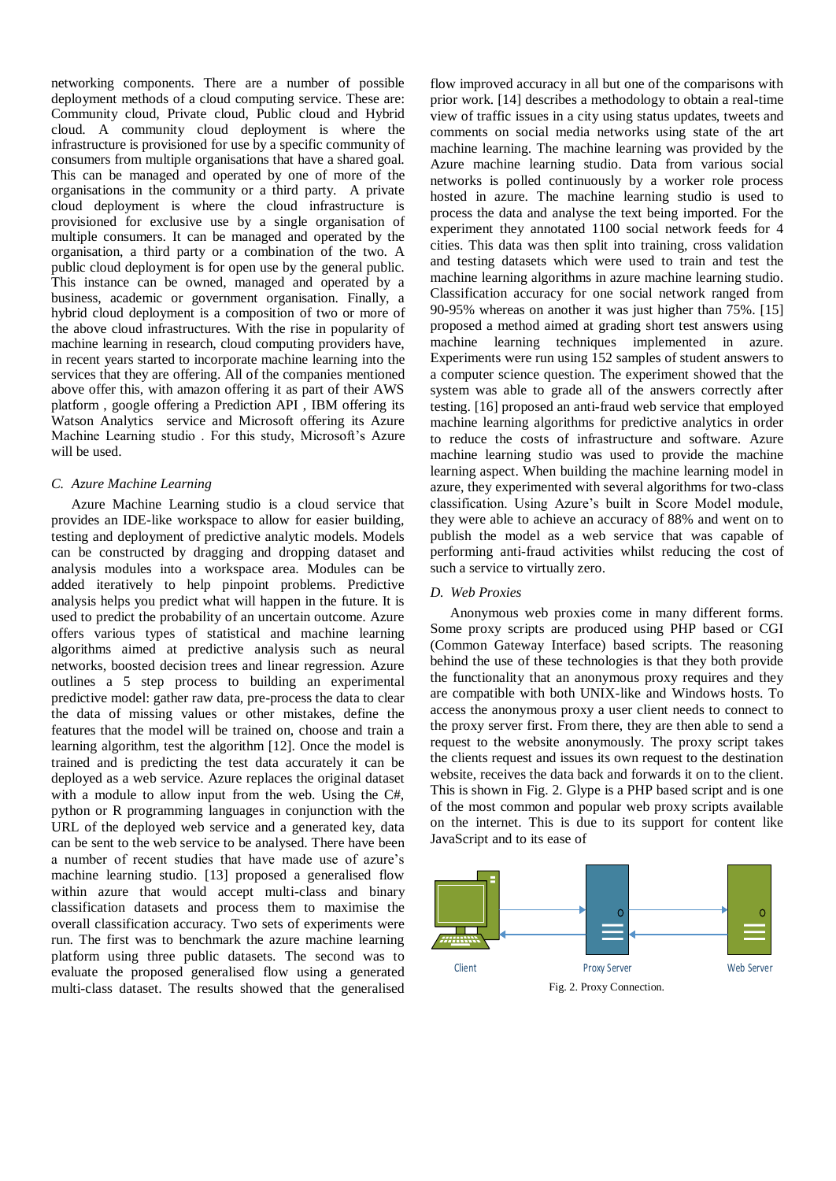networking components. There are a number of possible deployment methods of a cloud computing service. These are: Community cloud, Private cloud, Public cloud and Hybrid cloud. A community cloud deployment is where the infrastructure is provisioned for use by a specific community of consumers from multiple organisations that have a shared goal. This can be managed and operated by one of more of the organisations in the community or a third party. A private cloud deployment is where the cloud infrastructure is provisioned for exclusive use by a single organisation of multiple consumers. It can be managed and operated by the organisation, a third party or a combination of the two. A public cloud deployment is for open use by the general public. This instance can be owned, managed and operated by a business, academic or government organisation. Finally, a hybrid cloud deployment is a composition of two or more of the above cloud infrastructures. With the rise in popularity of machine learning in research, cloud computing providers have, in recent years started to incorporate machine learning into the services that they are offering. All of the companies mentioned above offer this, with amazon offering it as part of their AWS platform , google offering a Prediction API , IBM offering its Watson Analytics service and Microsoft offering its Azure Machine Learning studio . For this study, Microsoft's Azure will be used.

### C. Azure Machine Learning

Azure Machine Learning studio is a cloud service that provides an IDE-like workspace to allow for easier building, testing and deployment of predictive analytic models. Models can be constructed by dragging and dropping dataset and analysis modules into a workspace area. Modules can be added iteratively to help pinpoint problems. Predictive analysis helps you predict what will happen in the future. It is used to predict the probability of an uncertain outcome. Azure offers various types of statistical and machine learning algorithms aimed at predictive analysis such as neural networks, boosted decision trees and linear regression. Azure outlines a 5 step process to building an experimental predictive model: gather raw data, pre-process the data to clear the data of missing values or other mistakes, define the features that the model will be trained on, choose and train a learning algorithm, test the algorithm [12]. Once the model is trained and is predicting the test data accurately it can be deployed as a web service. Azure replaces the original dataset with a module to allow input from the web. Using the C#, python or R programming languages in conjunction with the URL of the deployed web service and a generated key, data can be sent to the web service to be analysed. There have been a number of recent studies that have made use of azure's machine learning studio. [13] proposed a generalised flow within azure that would accept multi-class and binary classification datasets and process them to maximise the overall classification accuracy. Two sets of experiments were run. The first was to benchmark the azure machine learning platform using three public datasets. The second was to evaluate the proposed generalised flow using a generated multi-class dataset. The results showed that the generalised flow improved accuracy in all but one of the comparisons with prior work. [14] describes a methodology to obtain a real-time view of traffic issues in a city using status updates, tweets and comments on social media networks using state of the art machine learning. The machine learning was provided by the Azure machine learning studio. Data from various social networks is polled continuously by a worker role process hosted in azure. The machine learning studio is used to process the data and analyse the text being imported. For the experiment they annotated 1100 social network feeds for 4 cities. This data was then split into training, cross validation and testing datasets which were used to train and test the machine learning algorithms in azure machine learning studio. Classification accuracy for one social network ranged from 90-95% whereas on another it was just higher than 75%. [15] proposed a method aimed at grading short test answers using machine learning techniques implemented in azure. Experiments were run using 152 samples of student answers to a computer science question. The experiment showed that the system was able to grade all of the answers correctly after testing. [16] proposed an anti-fraud web service that employed machine learning algorithms for predictive analytics in order to reduce the costs of infrastructure and software. Azure machine learning studio was used to provide the machine learning aspect. When building the machine learning model in azure, they experimented with several algorithms for two-class classification. Using Azure's built in Score Model module, they were able to achieve an accuracy of 88% and went on to publish the model as a web service that was capable of performing anti-fraud activities whilst reducing the cost of such a service to virtually zero.

### D. Web Proxies

Anonymous web proxies come in many different forms. Some proxy scripts are produced using PHP based or CGI (Common Gateway Interface) based scripts. The reasoning behind the use of these technologies is that they both provide the functionality that an anonymous proxy requires and they are compatible with both UNIX-like and Windows hosts. To access the anonymous proxy a user client needs to connect to the proxy server first. From there, they are then able to send a request to the website anonymously. The proxy script takes the clients request and issues its own request to the destination website, receives the data back and forwards it on to the client. This is shown in Fig. 2. Glype is a PHP based script and is one of the most common and popular web proxy scripts available on the internet. This is due to its support for content like JavaScript and to its ease of

Client

Proxy Server

Web Server

Fig. 2. Proxy Connection.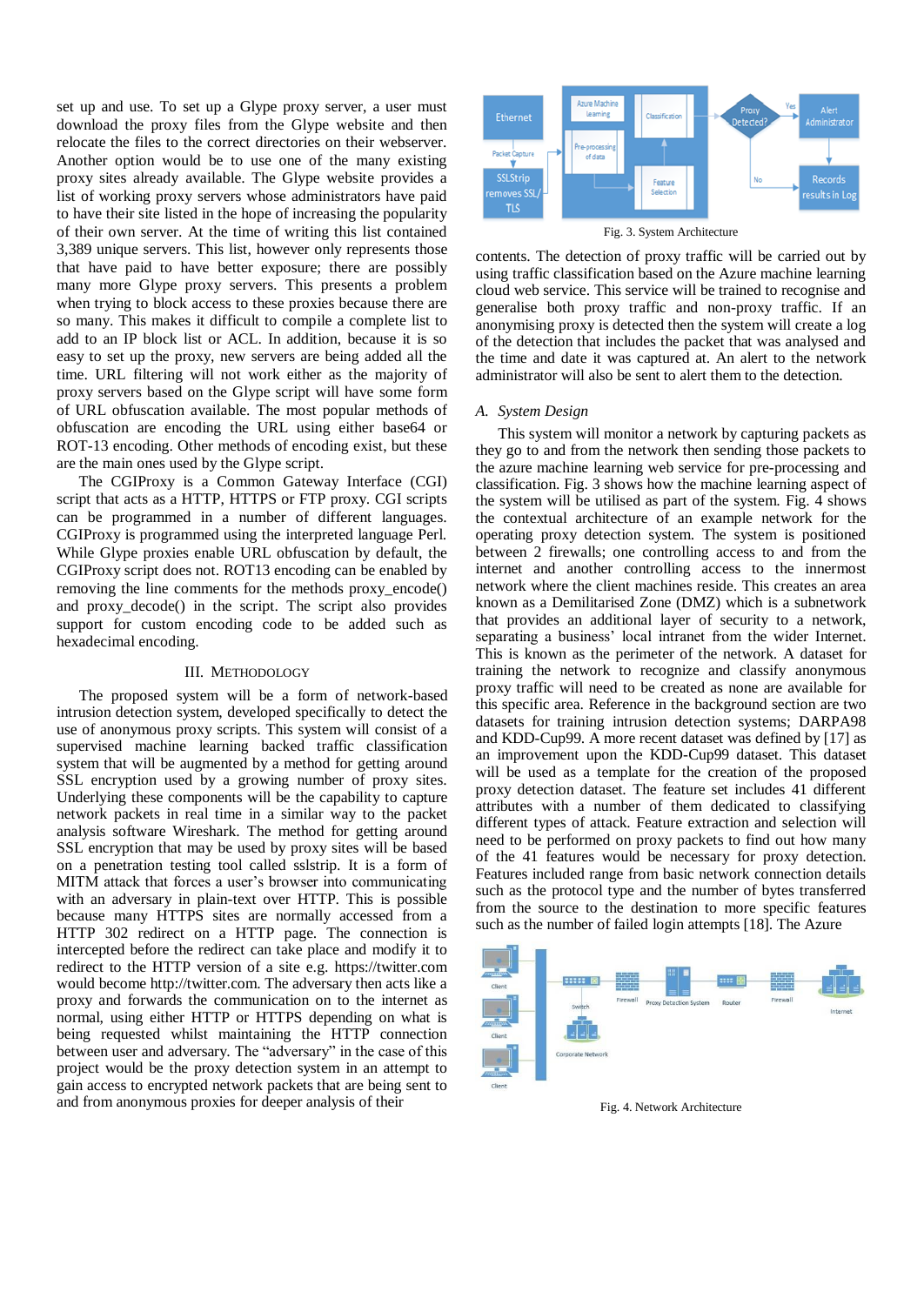set up and use. To set up a Glype proxy server, a user must download the proxy files from the Glype website and then relocate the files to the correct directories on their webserver. Another option would be to use one of the many existing proxy sites already available. The Glype website provides a list of working proxy servers whose administrators have paid to have their site listed in the hope of increasing the popularity of their own server. At the time of writing this list contained 3,389 unique servers. This list, however only represents those that have paid to have better exposure; there are possibly many more Glype proxy servers. This presents a problem when trying to block access to these proxies because there are so many. This makes it difficult to compile a complete list to add to an IP block list or ACL. In addition, because it is so easy to set up the proxy, new servers are being added all the time. URL filtering will not work either as the majority of proxy servers based on the Glype script will have some form of URL obfuscation available. The most popular methods of obfuscation are encoding the URL using either base64 or ROT-13 encoding. Other methods of encoding exist, but these are the main ones used by the Glype script.

The CGIProxy is a Common Gateway Interface (CGI) script that acts as a HTTP, HTTPS or FTP proxy. CGI scripts can be programmed in a number of different languages. CGIProxy is programmed using the interpreted language Perl. While Glype proxies enable URL obfuscation by default, the CGIProxy script does not. ROT13 encoding can be enabled by removing the line comments for the methods proxy_encode() and proxy_decode() in the script. The script also provides support for custom encoding code to be added such as hexadecimal encoding.

## III. Methodology

The proposed system will be a form of network-based intrusion detection system, developed specifically to detect the use of anonymous proxy scripts. This system will consist of a supervised machine learning backed traffic classification system that will be augmented by a method for getting around SSL encryption used by a growing number of proxy sites. Underlying these components will be the capability to capture network packets in real time in a similar way to the packet analysis software Wireshark. The method for getting around SSL encryption that may be used by proxy sites will be based on a penetration testing tool called sslstrip. It is a form of MITM attack that forces a user's browser into communicating with an adversary in plain-text over HTTP. This is possible because many HTTPS sites are normally accessed from a HTTP 302 redirect on a HTTP page. The connection is intercepted before the redirect can take place and modify it to redirect to the HTTP version of a site e.g. https://twitter.com would become http://twitter.com. The adversary then acts like a proxy and forwards the communication on to the internet as normal, using either HTTP or HTTPS depending on what is being requested whilst maintaining the HTTP connection between user and adversary. The "adversary" in the case of this project would be the proxy detection system in an attempt to gain access to encrypted network packets that are being sent to and from anonymous proxies for deeper analysis of their

Ethernet
Packet Capture
SSLStrip removes SSL/ TLS
Azure Machine learning
Pre-processing of data
Classification
Feature Selection
Proxy Detected?
Yes
No
Alert Administrator
Records results in Log

Fig. 3. System Architecture

contents. The detection of proxy traffic will be carried out by using traffic classification based on the Azure machine learning cloud web service. This service will be trained to recognise and generalise both proxy traffic and non-proxy traffic. If an anonymising proxy is detected then the system will create a log of the detection that includes the packet that was analysed and the time and date it was captured at. An alert to the network administrator will also be sent to alert them to the detection.

### *A. System Design*

This system will monitor a network by capturing packets as they go to and from the network then sending those packets to the azure machine learning web service for pre-processing and classification. Fig. 3 shows how the machine learning aspect of the system will be utilised as part of the system. Fig. 4 shows the contextual architecture of an example network for the operating proxy detection system. The system is positioned between 2 firewalls; one controlling access to and from the internet and another controlling access to the innermost network where the client machines reside. This creates an area known as a Demilitarised Zone (DMZ) which is a subnetwork that provides an additional layer of security to a network, separating a business' local intranet from the wider Internet. This is known as the perimeter of the network. A dataset for training the network to recognize and classify anonymous proxy traffic will need to be created as none are available for this specific area. Reference in the background section are two datasets for training intrusion detection systems; DARPA98 and KDD-Cup99. A more recent dataset was defined by [17] as an improvement upon the KDD-Cup99 dataset. This dataset will be used as a template for the creation of the proposed proxy detection dataset. The feature set includes 41 different attributes with a number of them dedicated to classifying different types of attack. Feature extraction and selection will need to be performed on proxy packets to find out how many of the 41 features would be necessary for proxy detection. Features included range from basic network connection details such as the protocol type and the number of bytes transferred from the source to the destination to more specific features such as the number of failed login attempts [18]. The Azure

Client
Client
Client
Switch
Corporate Network
Firewall
Proxy Detection System
Router
Firewall
Internet

Fig. 4. Network Architecture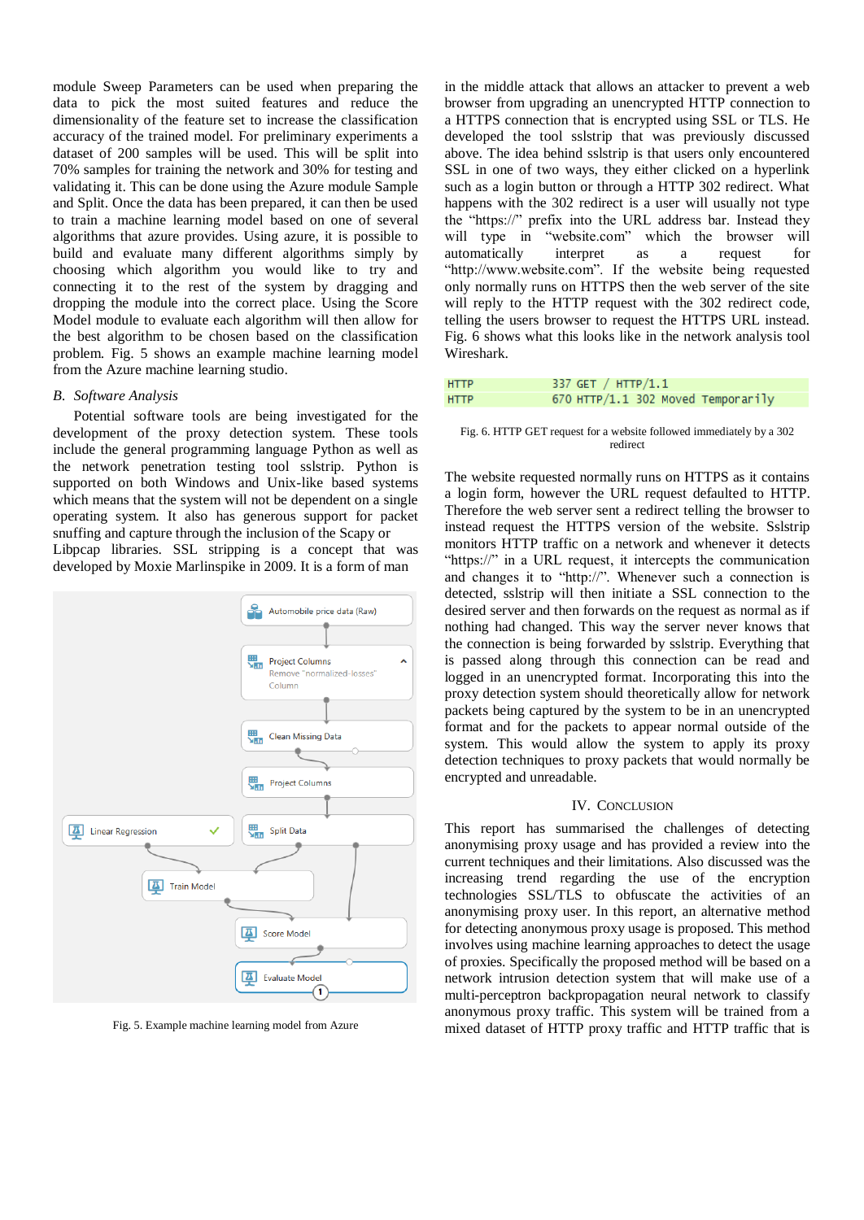module Sweep Parameters can be used when preparing the data to pick the most suited features and reduce the dimensionality of the feature set to increase the classification accuracy of the trained model. For preliminary experiments a dataset of 200 samples will be used. This will be split into 70% samples for training the network and 30% for testing and validating it. This can be done using the Azure module Sample and Split. Once the data has been prepared, it can then be used to train a machine learning model based on one of several algorithms that azure provides. Using azure, it is possible to build and evaluate many different algorithms simply by choosing which algorithm you would like to try and connecting it to the rest of the system by dragging and dropping the module into the correct place. Using the Score Model module to evaluate each algorithm will then allow for the best algorithm to be chosen based on the classification problem. Fig. 5 shows an example machine learning model from the Azure machine learning studio.

### *B. Software Analysis*

Potential software tools are being investigated for the development of the proxy detection system. These tools include the general programming language Python as well as the network penetration testing tool sslstrip. Python is supported on both Windows and Unix-like based systems which means that the system will not be dependent on a single operating system. It also has generous support for packet snuffing and capture through the inclusion of the Scapy or Libpcap libraries. SSL stripping is a concept that was developed by Moxie Marlinspike in 2009. It is a form of man

Automobile price data (Raw)
Project Columns
Remove "normalized-losses" Column
Clean Missing Data
Project Columns
Linear Regression
Split Data
Train Model
Score Model
Evaluate Model

Fig. 5. Example machine learning model from Azure

in the middle attack that allows an attacker to prevent a web browser from upgrading an unencrypted HTTP connection to a HTTPS connection that is encrypted using SSL or TLS. He developed the tool sslstrip that was previously discussed above. The idea behind sslstrip is that users only encountered SSL in one of two ways, they either clicked on a hyperlink such as a login button or through a HTTP 302 redirect. What happens with the 302 redirect is a user will usually not type the "https://" prefix into the URL address bar. Instead they will type in "website.com" which the browser will automatically interpret as a request for "http://www.website.com". If the website being requested only normally runs on HTTPS then the web server of the site will reply to the HTTP request with the 302 redirect code, telling the users browser to request the HTTPS URL instead. Fig. 6 shows what this looks like in the network analysis tool Wireshark.

```
HTTP        337 GET / HTTP/1.1
HTTP        670 HTTP/1.1 302 Moved Temporarily
```

Fig. 6. HTTP GET request for a website followed immediately by a 302 redirect

The website requested normally runs on HTTPS as it contains a login form, however the URL request defaulted to HTTP. Therefore the web server sent a redirect telling the browser to instead request the HTTPS version of the website. Sslstrip monitors HTTP traffic on a network and whenever it detects "https://" in a URL request, it intercepts the communication and changes it to "http://". Whenever such a connection is detected, sslstrip will then initiate a SSL connection to the desired server and then forwards on the request as normal as if nothing had changed. This way the server never knows that the connection is being forwarded by sslstrip. Everything that is passed along through this connection can be read and logged in an unencrypted format. Incorporating this into the proxy detection system should theoretically allow for network packets being captured by the system to be in an unencrypted format and for the packets to appear normal outside of the system. This would allow the system to apply its proxy detection techniques to proxy packets that would normally be encrypted and unreadable.

## IV. Conclusion

This report has summarised the challenges of detecting anonymising proxy usage and has provided a review into the current techniques and their limitations. Also discussed was the increasing trend regarding the use of the encryption technologies SSL/TLS to obfuscate the activities of an anonymising proxy user. In this report, an alternative method for detecting anonymous proxy usage is proposed. This method involves using machine learning approaches to detect the usage of proxies. Specifically the proposed method will be based on a network intrusion detection system that will make use of a multi-perceptron backpropagation neural network to classify anonymous proxy traffic. This system will be trained from a mixed dataset of HTTP proxy traffic and HTTP traffic that is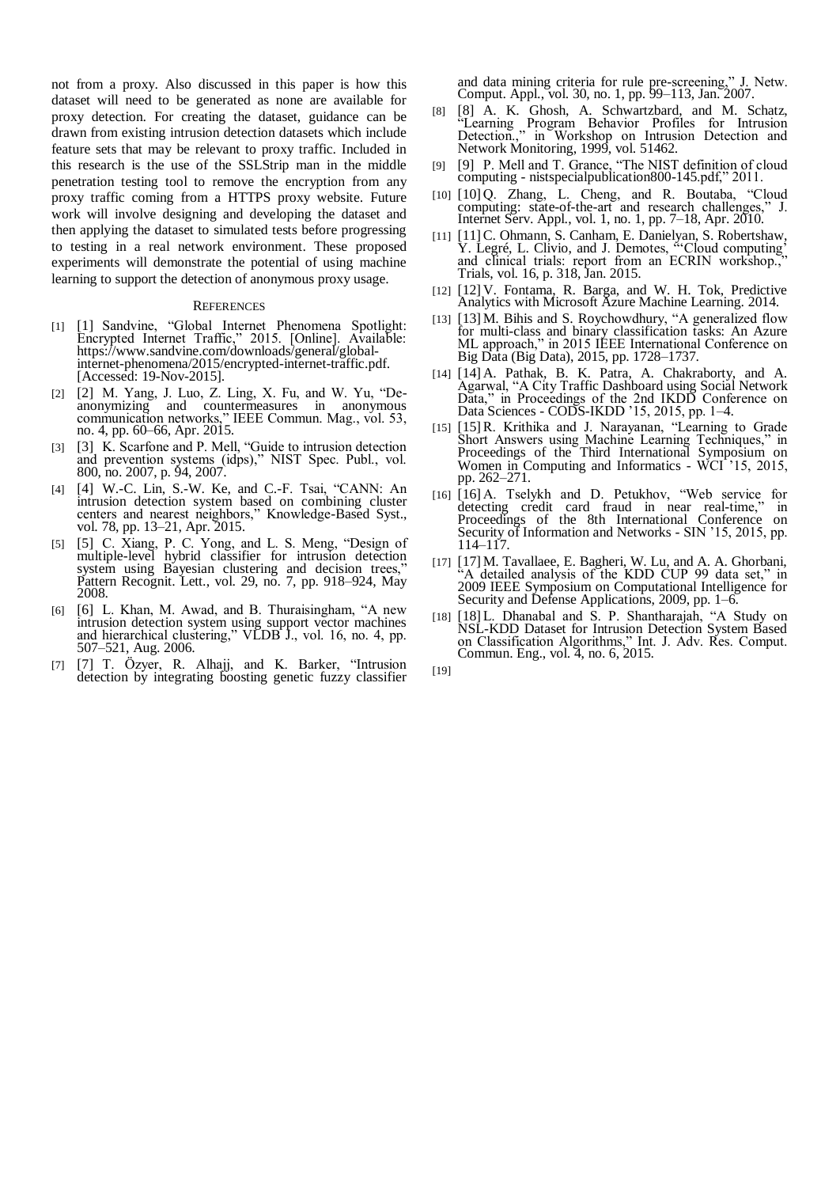not from a proxy. Also discussed in this paper is how this dataset will need to be generated as none are available for proxy detection. For creating the dataset, guidance can be drawn from existing intrusion detection datasets which include feature sets that may be relevant to proxy traffic. Included in this research is the use of the SSLStrip man in the middle penetration testing tool to remove the encryption from any proxy traffic coming from a HTTPS proxy website. Future work will involve designing and developing the dataset and then applying the dataset to simulated tests before progressing to testing in a real network environment. These proposed experiments will demonstrate the potential of using machine learning to support the detection of anonymous proxy usage.

## References

[1] [1] Sandvine, "Global Internet Phenomena Spotlight: Encrypted Internet Traffic," 2015. [Online]. Available: https://www.sandvine.com/downloads/general/global-internet-phenomena/2015/encrypted-internet-traffic.pdf. [Accessed: 19-Nov-2015].

[2] [2] M. Yang, J. Luo, Z. Ling, X. Fu, and W. Yu, "De-anonymizing and countermeasures in anonymous communication networks," IEEE Commun. Mag., vol. 53, no. 4, pp. 60–66, Apr. 2015.

[3] [3] K. Scarfone and P. Mell, "Guide to intrusion detection and prevention systems (idps)," NIST Spec. Publ., vol. 800, no. 2007, p. 94, 2007.

[4] [4] W.-C. Lin, S.-W. Ke, and C.-F. Tsai, "CANN: An intrusion detection system based on combining cluster centers and nearest neighbors," Knowledge-Based Syst., vol. 78, pp. 13–21, Apr. 2015.

[5] [5] C. Xiang, P. C. Yong, and L. S. Meng, "Design of multiple-level hybrid classifier for intrusion detection system using Bayesian clustering and decision trees," Pattern Recognit. Lett., vol. 29, no. 7, pp. 918–924, May 2008.

[6] [6] L. Khan, M. Awad, and B. Thuraisingham, "A new intrusion detection system using support vector machines and hierarchical clustering," VLDB J., vol. 16, no. 4, pp. 507–521, Aug. 2006.

[7] [7] T. Özyer, R. Alhajj, and K. Barker, "Intrusion detection by integrating boosting genetic fuzzy classifier and data mining criteria for rule pre-screening," J. Netw. Comput. Appl., vol. 30, no. 1, pp. 99–113, Jan. 2007.

[8] [8] A. K. Ghosh, A. Schwartzbard, and M. Schatz, "Learning Program Behavior Profiles for Intrusion Detection.," in Workshop on Intrusion Detection and Network Monitoring, 1999, vol. 51462.

[9] [9] P. Mell and T. Grance, "The NIST definition of cloud computing - nistspecialpublication800-145.pdf," 2011.

[10] [10] Q. Zhang, L. Cheng, and R. Boutaba, "Cloud computing: state-of-the-art and research challenges," J. Internet Serv. Appl., vol. 1, no. 1, pp. 7–18, Apr. 2010.

[11] [11] C. Ohmann, S. Canham, E. Danielyan, S. Robertshaw, Y. Legré, L. Clivio, and J. Demotes, "'Cloud computing' and clinical trials: report from an ECRIN workshop.," Trials, vol. 16, p. 318, Jan. 2015.

[12] [12] V. Fontama, R. Barga, and W. H. Tok, Predictive Analytics with Microsoft Azure Machine Learning. 2014.

[13] [13] M. Bihis and S. Roychowdhury, "A generalized flow for multi-class and binary classification tasks: An Azure ML approach," in 2015 IEEE International Conference on Big Data (Big Data), 2015, pp. 1728–1737.

[14] [14] A. Pathak, B. K. Patra, A. Chakraborty, and A. Agarwal, "A City Traffic Dashboard using Social Network Data," in Proceedings of the 2nd IKDD Conference on Data Sciences - CODS-IKDD '15, 2015, pp. 1–4.

[15] [15] R. Krithika and J. Narayanan, "Learning to Grade Short Answers using Machine Learning Techniques," in Proceedings of the Third International Symposium on Women in Computing and Informatics - WCI '15, 2015, pp. 262–271.

[16] [16] A. Tselykh and D. Petukhov, "Web service for detecting credit card fraud in near real-time," in Proceedings of the 8th International Conference on Security of Information and Networks - SIN '15, 2015, pp. 114–117.

[17] [17] M. Tavallaee, E. Bagheri, W. Lu, and A. A. Ghorbani, "A detailed analysis of the KDD CUP 99 data set," in 2009 IEEE Symposium on Computational Intelligence for Security and Defense Applications, 2009, pp. 1–6.

[18] [18] L. Dhanabal and S. P. Shantharajah, "A Study on NSL-KDD Dataset for Intrusion Detection System Based on Classification Algorithms," Int. J. Adv. Res. Comput. Commun. Eng., vol. 4, no. 6, 2015.

[19]